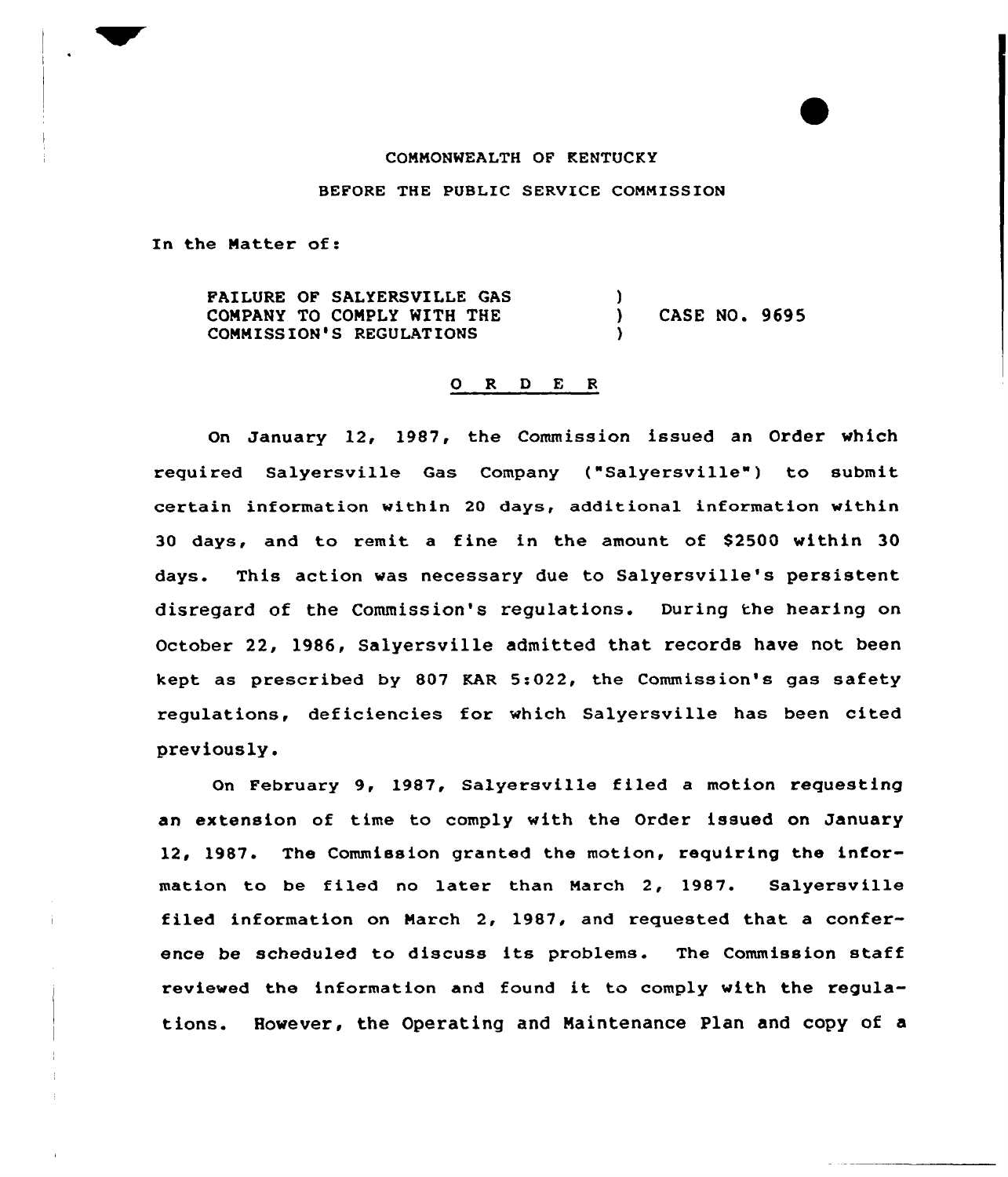COMMONWEALTH OF KENTUCKY

BEFORE THE PUBLIC SERVICE COMMISSION

In the Matter of:

FAILURE OF SALYERSVILLE GAS COMPANY TO COMPLY WITH THE COMMISSION'S REGULATIONS ) CASE NO. 9695

O R D E R

On January 12, 1987, the Commission issued an Order which required Salyersville Gas Company ("Salyersville") to submit certain information within 20 days, additional information within 30 days, and to remit a fine in the amount of $2500 within 30 days. This action was necessary due to Salyersville's persistent disregard of the Commission's regulations. During the hearing on October 22, 1986, Salyersville admitted that records have not been kept as prescribed by 807 KAR 5:022, the Commission's gas safety regulations, deficiencies for which Salyersville has been cited previously.

On February 9, 1987, Salyersville filed a motion requesting an extension of time to comply with the Order issued on January 12, 1987. The Commission granted the motion, requiring the information to be filed no later than March 2, 1987. Salyersville filed information on March 2, 1987, and requested that a conference be scheduled to discuss its problems. The Commission staff reviewed the information and found it to comply with the regulations. However, the Operating and Maintenance Plan and copy of a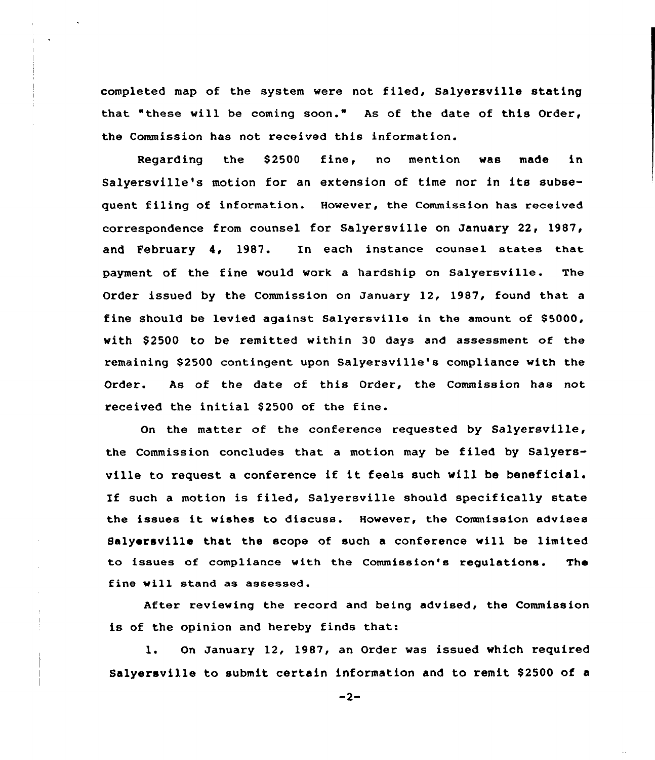completed map of the system were not filed, Salyersville stating that "these will be coming soon." As of the date of this Order, the Commission has not received this information.

Regarding the $2500 fine, no mention was made in Salyersville's motion for an extension of time nor in its subsequent filing of information. However, the Commission has received correspondence from counsel for Salyersville on January 22, 1987, and February 4, 1987. In each instance counsel states that payment of the fine would work a hardship on Salyersville. The Order issued by the Commission on January 12, 1987, found that a fine should be levied against Salyersville in the amount of $5000, with $2500 to be remitted within 30 days and assessment of the remaining $2500 contingent upon Salyersville's compliance with the Order. As of the date of this Order, the Commission has not received the initial $2500 of the fine.

On the matter of the conference requested by Salyersville, the Commission concludes that a motion may be filed by Salyersville to request a conference if it feels such will be beneficial. If such a motion is filed, Salyersville should specifically state the issues it wishes to discuss. However, the Commission advises Salyersville that the scope of such a conference will be limited to issues of compliance with the Commission's regulations. The fine will stand as assessed.

After reviewing the record and being advised, the Commission is of the opinion and hereby finds that:

1. On January 12, 1987, an Order was issued which required Salyersville to submit certain information and to remit $2500 of a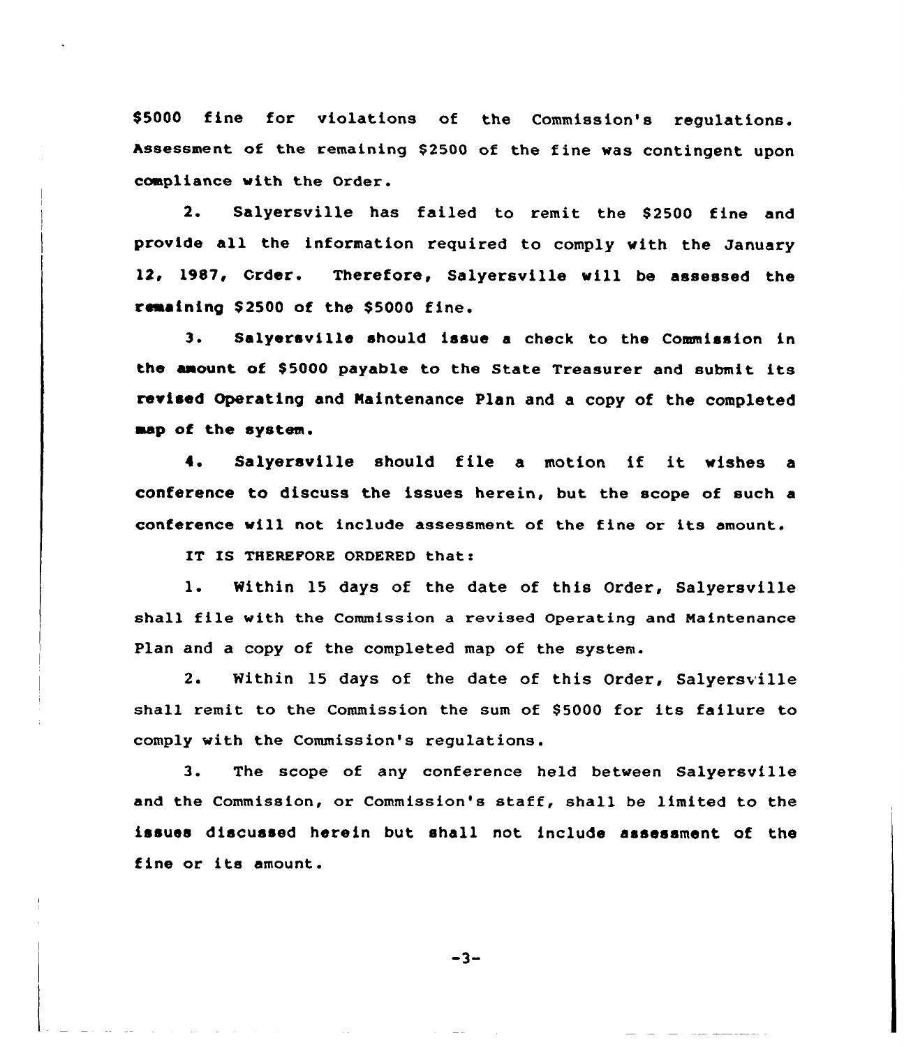$5000 fine for violations of the Commission's regulations. Assessment of the remaining $2500 of the fine was contingent upon compliance with the Order.

2. Salyersville has failed to remit the $2500 fine and provide all the information required to comply with the January 12, 1987, Crder. Therefore, Salyersville will be assessed the remaining $2500 of the $5000 fine.

3. Salyersville should issue a check to the Commission in the amount of $5000 payable to the State Treasurer and submit its revised Operating and Maintenance Plan and a copy of the completed map of the system.

4. Salyersville should file a motion if it wishes a conference to discuss the issues herein, but the scope of such a conference will not include assessment of the fine or its amount.

IT IS THEREFORE ORDERED that:

1. Within 15 days of the date of this Order, Salyersville shall file with the Commission a revised Operating and Maintenance Plan and a copy of the completed map of the system.

2. Within 15 days of the date of this Order, Salyersville shall remit to the Commission the sum of $5000 for its failure to comply with the Commission's regulations.

3. The scope of any conference held between Salyersville and the Commission, or Commission's staff, shall be limited to the issues discussed herein but shall not include assessment of the fine or its amount.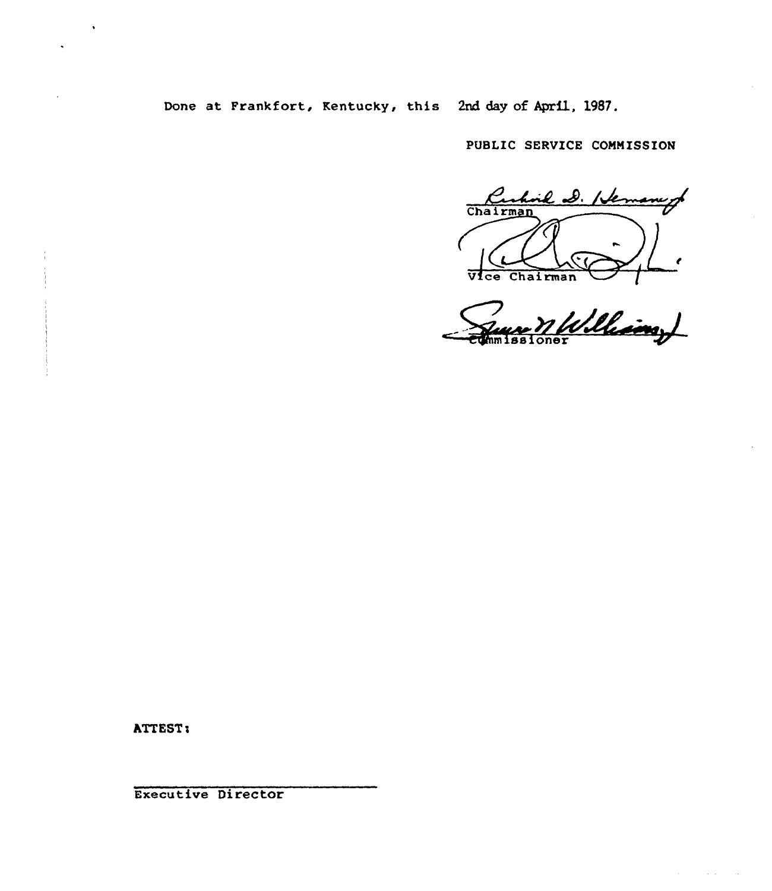Done at Frankfort, Kentucky, this 2nd day of April, 1987.

PUBLIC SERVICE COMMISSION

Chairman

Vice Chairman

Commissioner

ATTEST:

Executive Director